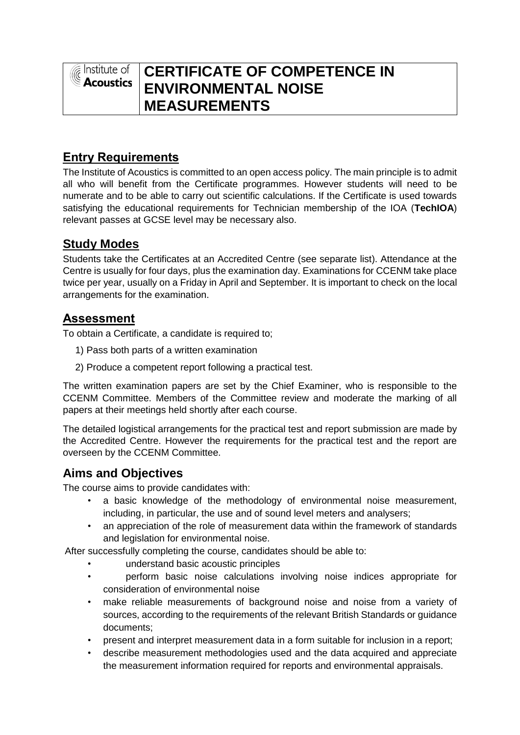# CERTIFICATE OF COMPETENCE IN ENVIRONMENTAL NOISE MEASUREMENTS

Institute of Acoustics

## Entry Requirements

The Institute of Acoustics is committed to an open access policy. The main principle is to admit all who will benefit from the Certificate programmes. However students will need to be numerate and to be able to carry out scientific calculations. If the Certificate is used towards satisfying the educational requirements for Technician membership of the IOA (**TechIOA**) relevant passes at GCSE level may be necessary also.

## Study Modes

Students take the Certificates at an Accredited Centre (see separate list). Attendance at the Centre is usually for four days, plus the examination day. Examinations for CCENM take place twice per year, usually on a Friday in April and September. It is important to check on the local arrangements for the examination.

## Assessment

To obtain a Certificate, a candidate is required to;

1) Pass both parts of a written examination
2) Produce a competent report following a practical test.

The written examination papers are set by the Chief Examiner, who is responsible to the CCENM Committee. Members of the Committee review and moderate the marking of all papers at their meetings held shortly after each course.

The detailed logistical arrangements for the practical test and report submission are made by the Accredited Centre. However the requirements for the practical test and the report are overseen by the CCENM Committee.

## Aims and Objectives

The course aims to provide candidates with:

- a basic knowledge of the methodology of environmental noise measurement, including, in particular, the use and of sound level meters and analysers;
- an appreciation of the role of measurement data within the framework of standards and legislation for environmental noise.

After successfully completing the course, candidates should be able to:

- understand basic acoustic principles
- perform basic noise calculations involving noise indices appropriate for consideration of environmental noise
- make reliable measurements of background noise and noise from a variety of sources, according to the requirements of the relevant British Standards or guidance documents;
- present and interpret measurement data in a form suitable for inclusion in a report;
- describe measurement methodologies used and the data acquired and appreciate the measurement information required for reports and environmental appraisals.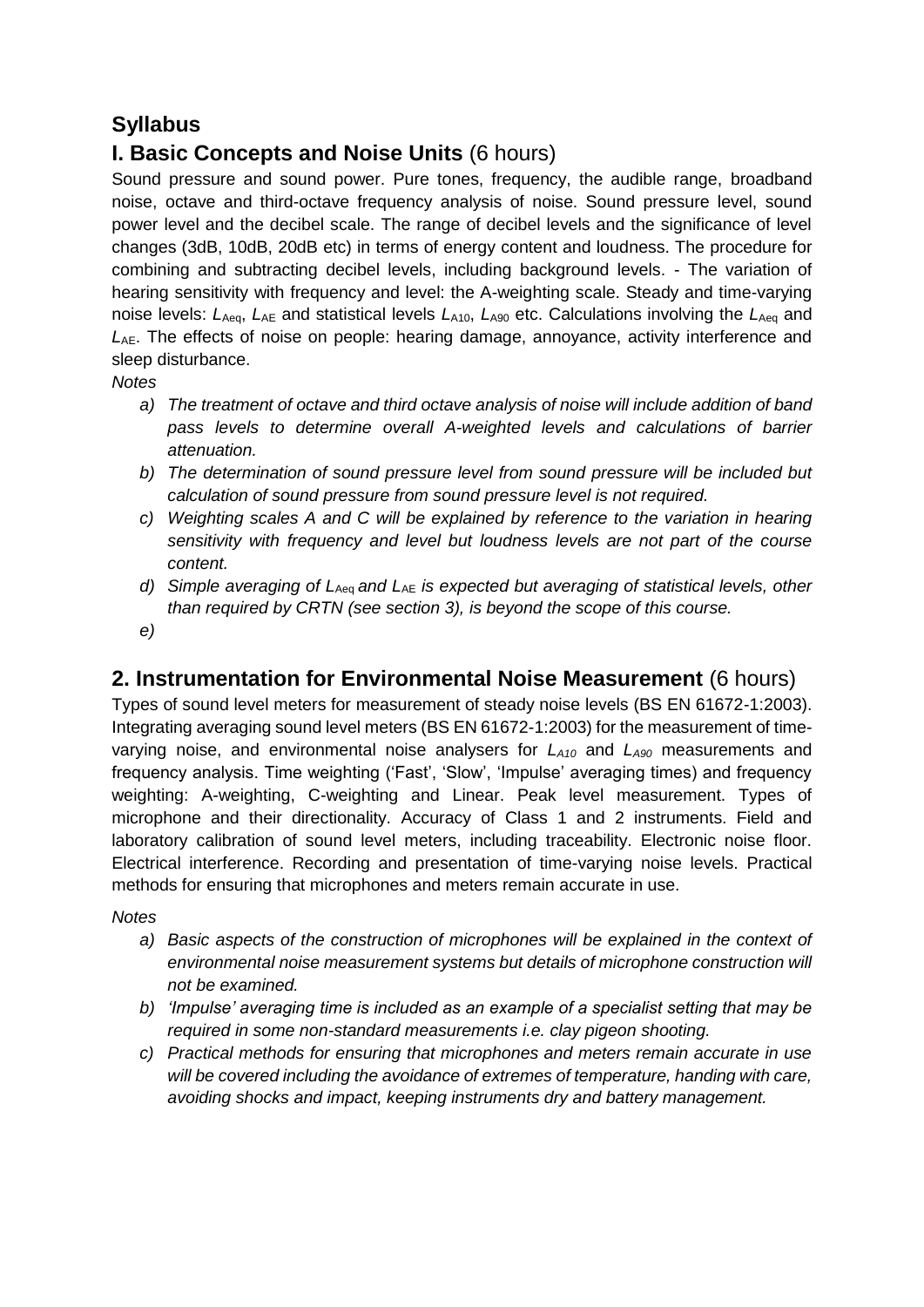## Syllabus

## I. Basic Concepts and Noise Units (6 hours)

Sound pressure and sound power. Pure tones, frequency, the audible range, broadband noise, octave and third-octave frequency analysis of noise. Sound pressure level, sound power level and the decibel scale. The range of decibel levels and the significance of level changes (3dB, 10dB, 20dB etc) in terms of energy content and loudness. The procedure for combining and subtracting decibel levels, including background levels. - The variation of hearing sensitivity with frequency and level: the A-weighting scale. Steady and time-varying noise levels: $L_{Aeq}$, $L_{AE}$ and statistical levels $L_{A10}$, $L_{A90}$ etc. Calculations involving the $L_{Aeq}$ and $L_{AE}$. The effects of noise on people: hearing damage, annoyance, activity interference and sleep disturbance.

*Notes*

a) *The treatment of octave and third octave analysis of noise will include addition of band pass levels to determine overall A-weighted levels and calculations of barrier attenuation.*
b) *The determination of sound pressure level from sound pressure will be included but calculation of sound pressure from sound pressure level is not required.*
c) *Weighting scales A and C will be explained by reference to the variation in hearing sensitivity with frequency and level but loudness levels are not part of the course content.*
d) *Simple averaging of $L_{Aeq}$ and $L_{AE}$ is expected but averaging of statistical levels, other than required by CRTN (see section 3), is beyond the scope of this course.*
e)

## 2. Instrumentation for Environmental Noise Measurement (6 hours)

Types of sound level meters for measurement of steady noise levels (BS EN 61672-1:2003). Integrating averaging sound level meters (BS EN 61672-1:2003) for the measurement of time-varying noise, and environmental noise analysers for $L_{A10}$ and $L_{A90}$ measurements and frequency analysis. Time weighting ('Fast', 'Slow', 'Impulse' averaging times) and frequency weighting: A-weighting, C-weighting and Linear. Peak level measurement. Types of microphone and their directionality. Accuracy of Class 1 and 2 instruments. Field and laboratory calibration of sound level meters, including traceability. Electronic noise floor. Electrical interference. Recording and presentation of time-varying noise levels. Practical methods for ensuring that microphones and meters remain accurate in use.

*Notes*

a) *Basic aspects of the construction of microphones will be explained in the context of environmental noise measurement systems but details of microphone construction will not be examined.*
b) *'Impulse' averaging time is included as an example of a specialist setting that may be required in some non-standard measurements i.e. clay pigeon shooting.*
c) *Practical methods for ensuring that microphones and meters remain accurate in use will be covered including the avoidance of extremes of temperature, handing with care, avoiding shocks and impact, keeping instruments dry and battery management.*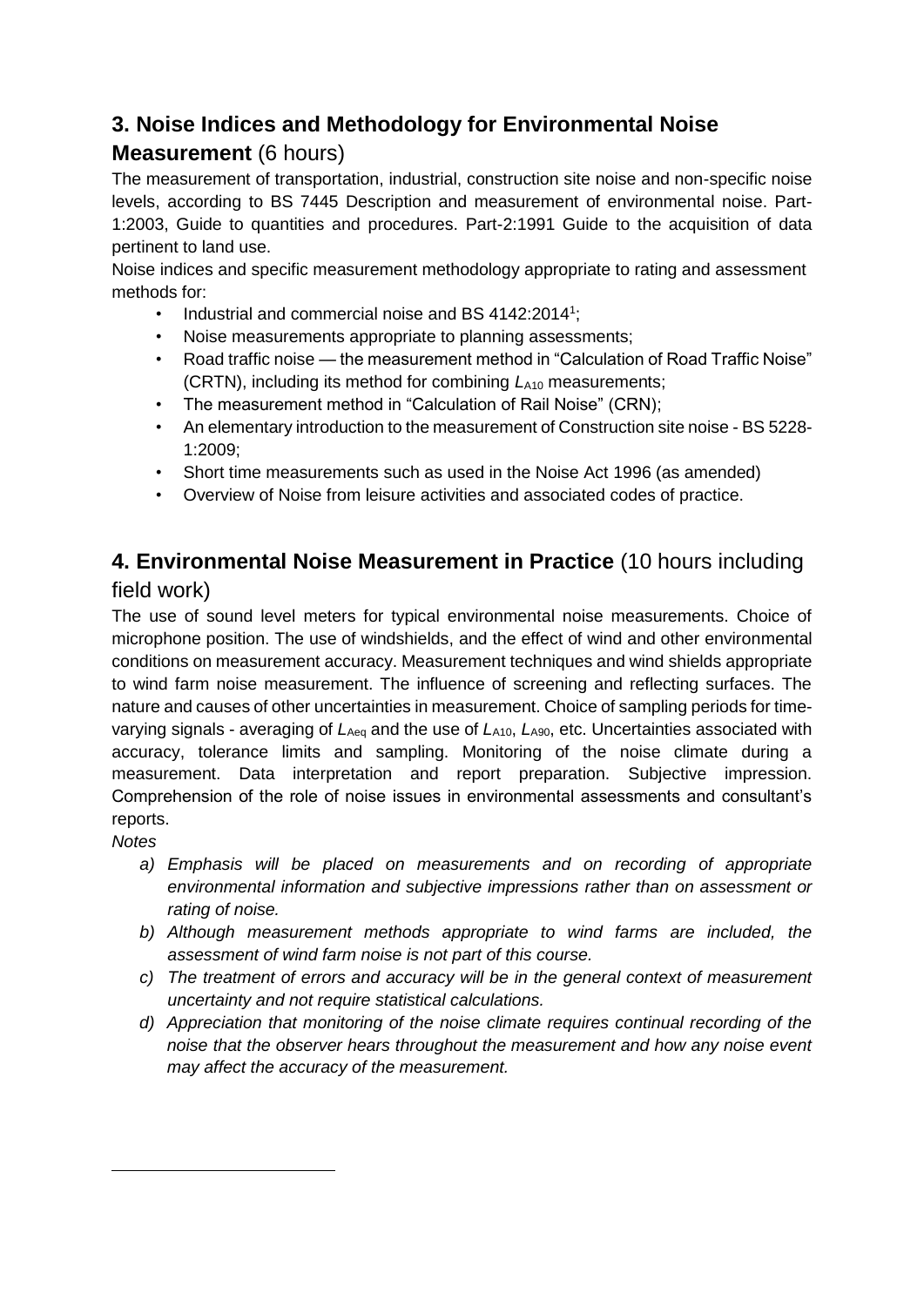## 3. Noise Indices and Methodology for Environmental Noise Measurement (6 hours)

The measurement of transportation, industrial, construction site noise and non-specific noise levels, according to BS 7445 Description and measurement of environmental noise. Part-1:2003, Guide to quantities and procedures. Part-2:1991 Guide to the acquisition of data pertinent to land use.

Noise indices and specific measurement methodology appropriate to rating and assessment methods for:

- Industrial and commercial noise and BS 4142:2014[1];
- Noise measurements appropriate to planning assessments;
- Road traffic noise — the measurement method in "Calculation of Road Traffic Noise" (CRTN), including its method for combining $L_{A10}$ measurements;
- The measurement method in "Calculation of Rail Noise" (CRN);
- An elementary introduction to the measurement of Construction site noise - BS 5228-1:2009;
- Short time measurements such as used in the Noise Act 1996 (as amended)
- Overview of Noise from leisure activities and associated codes of practice.

## 4. Environmental Noise Measurement in Practice (10 hours including field work)

The use of sound level meters for typical environmental noise measurements. Choice of microphone position. The use of windshields, and the effect of wind and other environmental conditions on measurement accuracy. Measurement techniques and wind shields appropriate to wind farm noise measurement. The influence of screening and reflecting surfaces. The nature and causes of other uncertainties in measurement. Choice of sampling periods for time-varying signals - averaging of $L_{Aeq}$ and the use of $L_{A10}$, $L_{A90}$, etc. Uncertainties associated with accuracy, tolerance limits and sampling. Monitoring of the noise climate during a measurement. Data interpretation and report preparation. Subjective impression. Comprehension of the role of noise issues in environmental assessments and consultant's reports.

*Notes*

a) *Emphasis will be placed on measurements and on recording of appropriate environmental information and subjective impressions rather than on assessment or rating of noise.*

b) *Although measurement methods appropriate to wind farms are included, the assessment of wind farm noise is not part of this course.*

c) *The treatment of errors and accuracy will be in the general context of measurement uncertainty and not require statistical calculations.*

d) *Appreciation that monitoring of the noise climate requires continual recording of the noise that the observer hears throughout the measurement and how any noise event may affect the accuracy of the measurement.*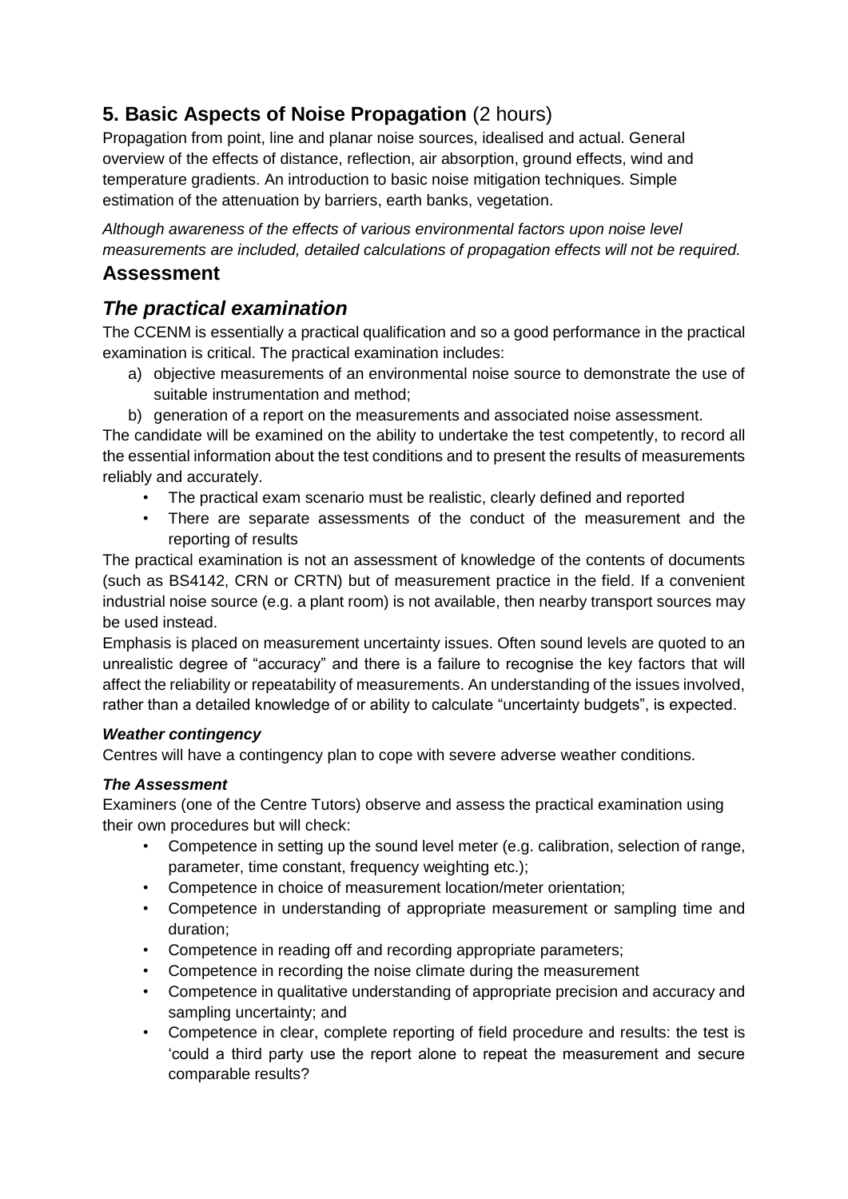## 5. Basic Aspects of Noise Propagation (2 hours)

Propagation from point, line and planar noise sources, idealised and actual. General overview of the effects of distance, reflection, air absorption, ground effects, wind and temperature gradients. An introduction to basic noise mitigation techniques. Simple estimation of the attenuation by barriers, earth banks, vegetation.

*Although awareness of the effects of various environmental factors upon noise level measurements are included, detailed calculations of propagation effects will not be required.*

## Assessment

## *The practical examination*

The CCENM is essentially a practical qualification and so a good performance in the practical examination is critical. The practical examination includes:

a) objective measurements of an environmental noise source to demonstrate the use of suitable instrumentation and method;
b) generation of a report on the measurements and associated noise assessment.

The candidate will be examined on the ability to undertake the test competently, to record all the essential information about the test conditions and to present the results of measurements reliably and accurately.

- The practical exam scenario must be realistic, clearly defined and reported
- There are separate assessments of the conduct of the measurement and the reporting of results

The practical examination is not an assessment of knowledge of the contents of documents (such as BS4142, CRN or CRTN) but of measurement practice in the field. If a convenient industrial noise source (e.g. a plant room) is not available, then nearby transport sources may be used instead.

Emphasis is placed on measurement uncertainty issues. Often sound levels are quoted to an unrealistic degree of "accuracy" and there is a failure to recognise the key factors that will affect the reliability or repeatability of measurements. An understanding of the issues involved, rather than a detailed knowledge of or ability to calculate "uncertainty budgets", is expected.

#### *Weather contingency*

Centres will have a contingency plan to cope with severe adverse weather conditions.

#### *The Assessment*

Examiners (one of the Centre Tutors) observe and assess the practical examination using their own procedures but will check:

- Competence in setting up the sound level meter (e.g. calibration, selection of range, parameter, time constant, frequency weighting etc.);
- Competence in choice of measurement location/meter orientation;
- Competence in understanding of appropriate measurement or sampling time and duration;
- Competence in reading off and recording appropriate parameters;
- Competence in recording the noise climate during the measurement
- Competence in qualitative understanding of appropriate precision and accuracy and sampling uncertainty; and
- Competence in clear, complete reporting of field procedure and results: the test is 'could a third party use the report alone to repeat the measurement and secure comparable results?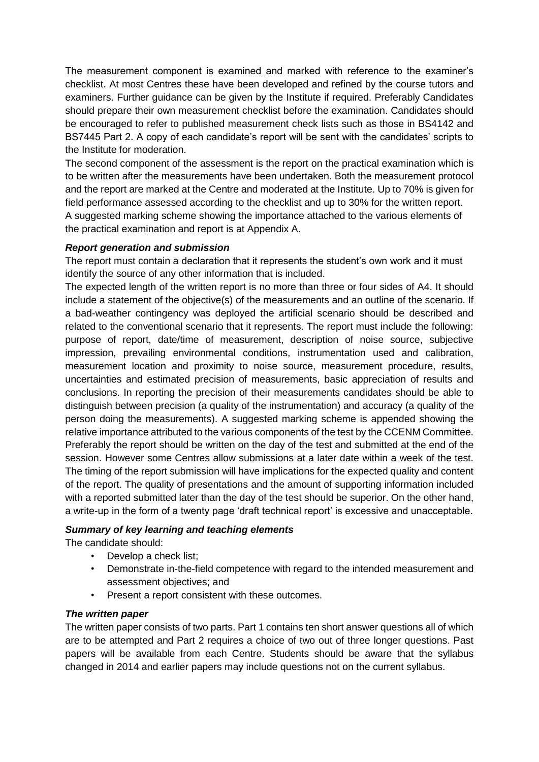The measurement component is examined and marked with reference to the examiner's checklist. At most Centres these have been developed and refined by the course tutors and examiners. Further guidance can be given by the Institute if required. Preferably Candidates should prepare their own measurement checklist before the examination. Candidates should be encouraged to refer to published measurement check lists such as those in BS4142 and BS7445 Part 2. A copy of each candidate's report will be sent with the candidates' scripts to the Institute for moderation.

The second component of the assessment is the report on the practical examination which is to be written after the measurements have been undertaken. Both the measurement protocol and the report are marked at the Centre and moderated at the Institute. Up to 70% is given for field performance assessed according to the checklist and up to 30% for the written report. A suggested marking scheme showing the importance attached to the various elements of the practical examination and report is at Appendix A.

***Report generation and submission***

The report must contain a declaration that it represents the student's own work and it must identify the source of any other information that is included.

The expected length of the written report is no more than three or four sides of A4. It should include a statement of the objective(s) of the measurements and an outline of the scenario. If a bad-weather contingency was deployed the artificial scenario should be described and related to the conventional scenario that it represents. The report must include the following: purpose of report, date/time of measurement, description of noise source, subjective impression, prevailing environmental conditions, instrumentation used and calibration, measurement location and proximity to noise source, measurement procedure, results, uncertainties and estimated precision of measurements, basic appreciation of results and conclusions. In reporting the precision of their measurements candidates should be able to distinguish between precision (a quality of the instrumentation) and accuracy (a quality of the person doing the measurements). A suggested marking scheme is appended showing the relative importance attributed to the various components of the test by the CCENM Committee. Preferably the report should be written on the day of the test and submitted at the end of the session. However some Centres allow submissions at a later date within a week of the test. The timing of the report submission will have implications for the expected quality and content of the report. The quality of presentations and the amount of supporting information included with a reported submitted later than the day of the test should be superior. On the other hand, a write-up in the form of a twenty page 'draft technical report' is excessive and unacceptable.

***Summary of key learning and teaching elements***

The candidate should:

- Develop a check list;
- Demonstrate in-the-field competence with regard to the intended measurement and assessment objectives; and
- Present a report consistent with these outcomes.

***The written paper***

The written paper consists of two parts. Part 1 contains ten short answer questions all of which are to be attempted and Part 2 requires a choice of two out of three longer questions. Past papers will be available from each Centre. Students should be aware that the syllabus changed in 2014 and earlier papers may include questions not on the current syllabus.